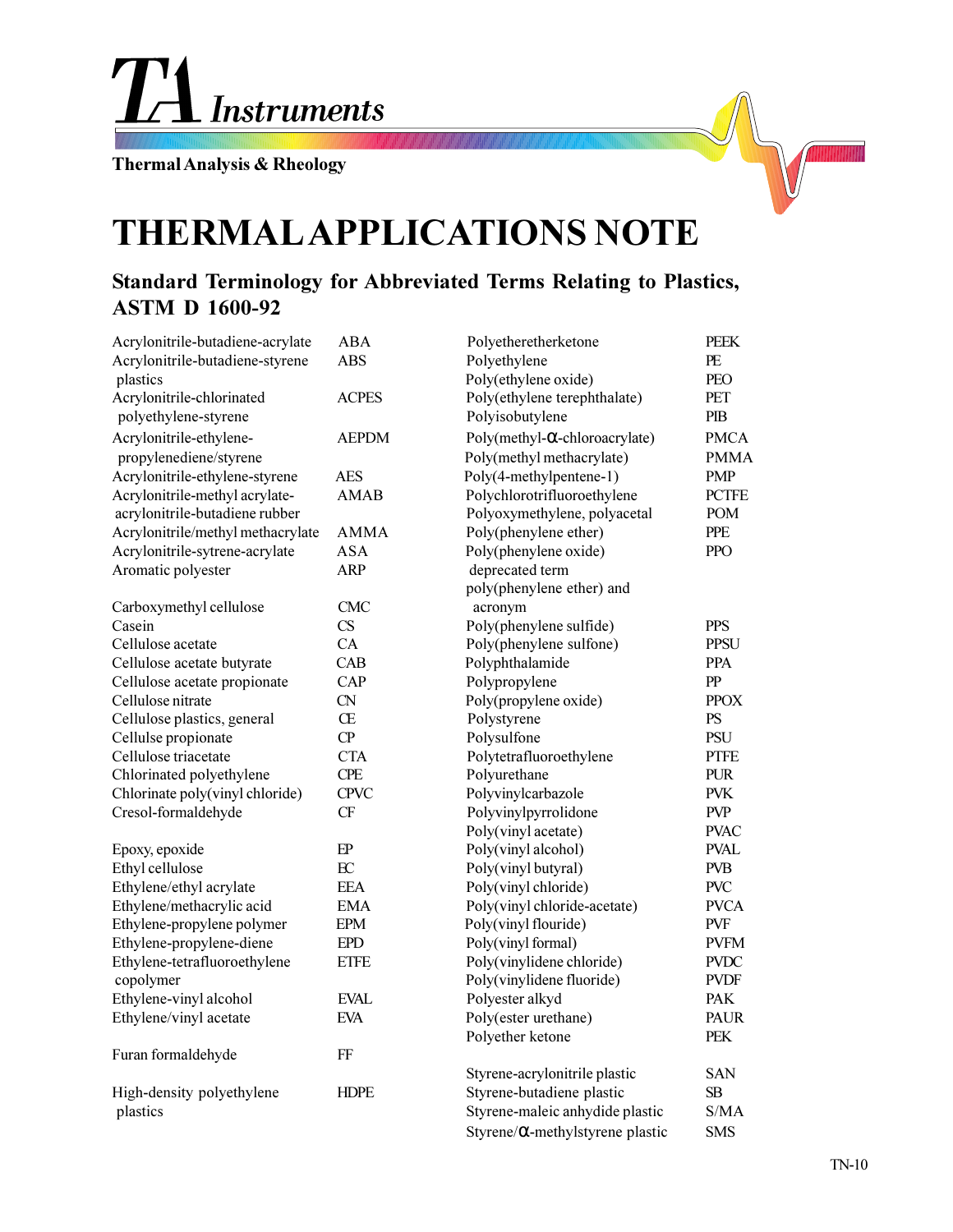TA Instruments

Thermal Analysis & Rheology

# THERMAL APPLICATIONS NOTE

## Standard Terminology for Abbreviated Terms Relating to Plastics, ASTM D 1600-92

| Term | Abbreviation |
|---|---|
| Acrylonitrile-butadiene-acrylate | ABA |
| Acrylonitrile-butadiene-styrene plastics | ABS |
| Acrylonitrile-chlorinated polyethylene-styrene | ACPES |
| Acrylonitrile-ethylene-propylenediene/styrene | AEPDM |
| Acrylonitrile-ethylene-styrene | AES |
| Acrylonitrile-methyl acrylate-acrylonitrile-butadiene rubber | AMAB |
| Acrylonitrile/methyl methacrylate | AMMA |
| Acrylonitrile-sytrene-acrylate | ASA |
| Aromatic polyester | ARP |
| Carboxymethyl cellulose | CMC |
| Casein | CS |
| Cellulose acetate | CA |
| Cellulose acetate butyrate | CAB |
| Cellulose acetate propionate | CAP |
| Cellulose nitrate | CN |
| Cellulose plastics, general | CE |
| Cellulse propionate | CP |
| Cellulose triacetate | CTA |
| Chlorinated polyethylene | CPE |
| Chlorinate poly(vinyl chloride) | CPVC |
| Cresol-formaldehyde | CF |
| Epoxy, epoxide | EP |
| Ethyl cellulose | EC |
| Ethylene/ethyl acrylate | EEA |
| Ethylene/methacrylic acid | EMA |
| Ethylene-propylene polymer | EPM |
| Ethylene-propylene-diene | EPD |
| Ethylene-tetrafluoroethylene copolymer | ETFE |
| Ethylene-vinyl alcohol | EVAL |
| Ethylene/vinyl acetate | EVA |
| Furan formaldehyde | FF |
| High-density polyethylene plastics | HDPE |
| Polyetheretherketone | PEEK |
| Polyethylene | PE |
| Poly(ethylene oxide) | PEO |
| Poly(ethylene terephthalate) | PET |
| Polyisobutylene | PIB |
| Poly(methyl-α-chloroacrylate) | PMCA |
| Poly(methyl methacrylate) | PMMA |
| Poly(4-methylpentene-1) | PMP |
| Polychlorotrifluoroethylene | PCTFE |
| Polyoxymethylene, polyacetal | POM |
| Poly(phenylene ether) | PPE |
| Poly(phenylene oxide) deprecated term poly(phenylene ether) and acronym | PPO |
| Poly(phenylene sulfide) | PPS |
| Poly(phenylene sulfone) | PPSU |
| Polyphthalamide | PPA |
| Polypropylene | PP |
| Poly(propylene oxide) | PPOX |
| Polystyrene | PS |
| Polysulfone | PSU |
| Polytetrafluoroethylene | PTFE |
| Polyurethane | PUR |
| Polyvinylcarbazole | PVK |
| Polyvinylpyrrolidone | PVP |
| Poly(vinyl acetate) | PVAC |
| Poly(vinyl alcohol) | PVAL |
| Poly(vinyl butyral) | PVB |
| Poly(vinyl chloride) | PVC |
| Poly(vinyl chloride-acetate) | PVCA |
| Poly(vinyl flouride) | PVF |
| Poly(vinyl formal) | PVFM |
| Poly(vinylidene chloride) | PVDC |
| Poly(vinylidene fluoride) | PVDF |
| Polyester alkyd | PAK |
| Poly(ester urethane) | PAUR |
| Polyether ketone | PEK |
| Styrene-acrylonitrile plastic | SAN |
| Styrene-butadiene plastic | SB |
| Styrene-maleic anhydide plastic | S/MA |
| Styrene/α-methylstyrene plastic | SMS |

TN-10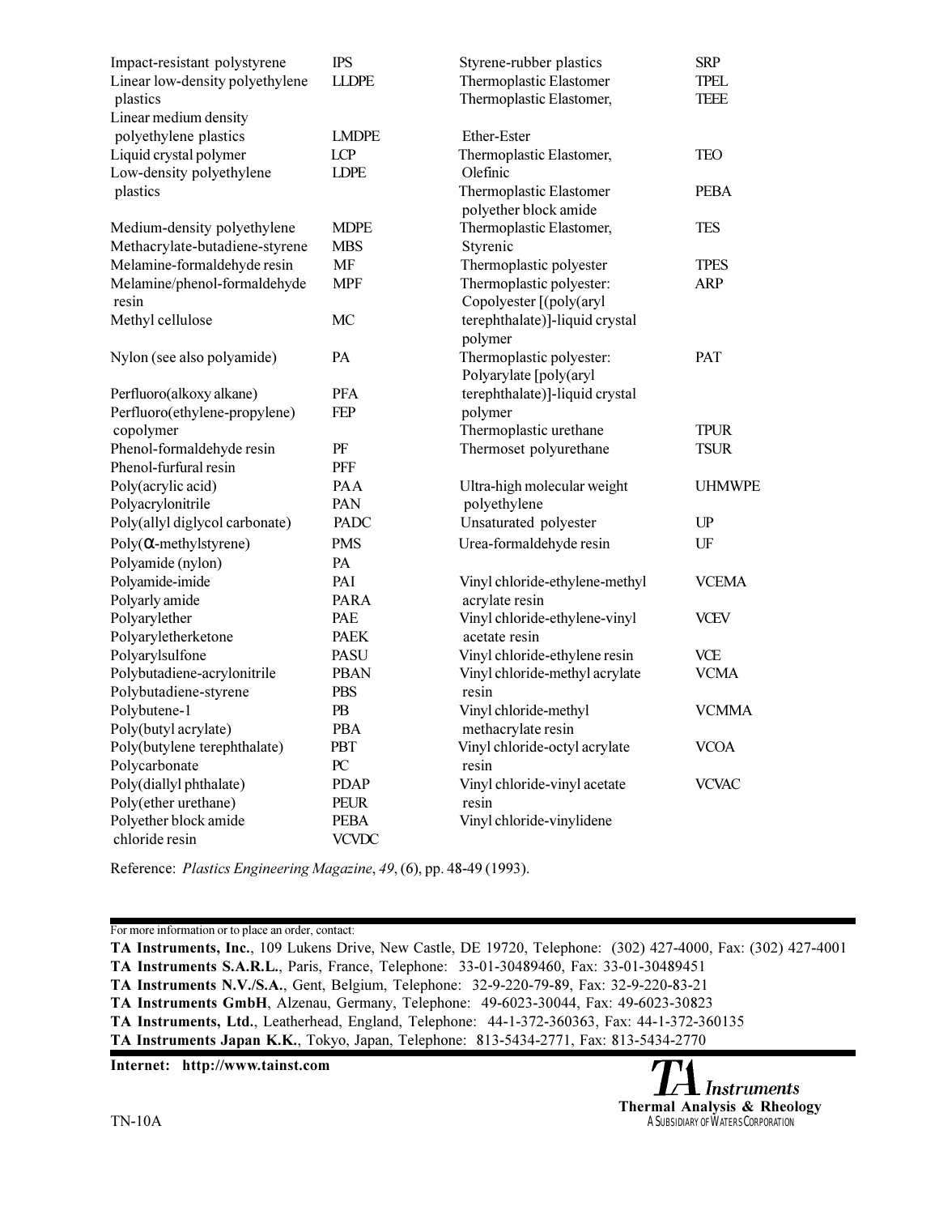| | |
|---|---|
| Impact-resistant polystyrene | IPS |
| Linear low-density polyethylene plastics | LLDPE |
| Linear medium density polyethylene plastics | LMDPE |
| Liquid crystal polymer | LCP |
| Low-density polyethylene plastics | LDPE |
| Medium-density polyethylene | MDPE |
| Methacrylate-butadiene-styrene | MBS |
| Melamine-formaldehyde resin | MF |
| Melamine/phenol-formaldehyde resin | MPF |
| Methyl cellulose | MC |
| Nylon (see also polyamide) | PA |
| Perfluoro(alkoxy alkane) | PFA |
| Perfluoro(ethylene-propylene) copolymer | FEP |
| Phenol-formaldehyde resin | PF |
| Phenol-furfural resin | PFF |
| Poly(acrylic acid) | PAA |
| Polyacrylonitrile | PAN |
| Poly(allyl diglycol carbonate) | PADC |
| Poly($\alpha$-methylstyrene) | PMS |
| Polyamide (nylon) | PA |
| Polyamide-imide | PAI |
| Polyarly amide | PARA |
| Polyarylether | PAE |
| Polyaryletherketone | PAEK |
| Polyarylsulfone | PASU |
| Polybutadiene-acrylonitrile | PBAN |
| Polybutadiene-styrene | PBS |
| Polybutene-1 | PB |
| Poly(butyl acrylate) | PBA |
| Poly(butylene terephthalate) | PBT |
| Polycarbonate | PC |
| Poly(diallyl phthalate) | PDAP |
| Poly(ether urethane) | PEUR |
| Polyether block amide | PEBA |
| Styrene-rubber plastics | SRP |
| Thermoplastic Elastomer | TPEL |
| Thermoplastic Elastomer, Ether-Ester | TEEE |
| Thermoplastic Elastomer, Olefinic | TEO |
| Thermoplastic Elastomer polyether block amide | PEBA |
| Thermoplastic Elastomer, Styrenic | TES |
| Thermoplastic polyester | TPES |
| Thermoplastic polyester: Copolyester [(poly(aryl terephthalate)]-liquid crystal polymer | ARP |
| Thermoplastic polyester: Polyarylate [poly(aryl terephthalate)]-liquid crystal polymer | PAT |
| Thermoplastic urethane | TPUR |
| Thermoset polyurethane | TSUR |
| Ultra-high molecular weight polyethylene | UHMWPE |
| Unsaturated polyester | UP |
| Urea-formaldehyde resin | UF |
| Vinyl chloride-ethylene-methyl acrylate resin | VCEMA |
| Vinyl chloride-ethylene-vinyl acetate resin | VCEV |
| Vinyl chloride-ethylene resin | VCE |
| Vinyl chloride-methyl acrylate resin | VCMA |
| Vinyl chloride-methyl methacrylate resin | VCMMA |
| Vinyl chloride-octyl acrylate resin | VCOA |
| Vinyl chloride-vinyl acetate resin | VCVAC |
| Vinyl chloride-vinylidene chloride resin | VCVDC |

Reference: *Plastics Engineering Magazine*, *49*, (6), pp. 48-49 (1993).

For more information or to place an order, contact:

**TA Instruments, Inc.**, 109 Lukens Drive, New Castle, DE 19720, Telephone: (302) 427-4000, Fax: (302) 427-4001
**TA Instruments S.A.R.L.**, Paris, France, Telephone: 33-01-30489460, Fax: 33-01-30489451
**TA Instruments N.V./S.A.**, Gent, Belgium, Telephone: 32-9-220-79-89, Fax: 32-9-220-83-21
**TA Instruments GmbH**, Alzenau, Germany, Telephone: 49-6023-30044, Fax: 49-6023-30823
**TA Instruments, Ltd.**, Leatherhead, England, Telephone: 44-1-372-360363, Fax: 44-1-372-360135
**TA Instruments Japan K.K.**, Tokyo, Japan, Telephone: 813-5434-2771, Fax: 813-5434-2770

**Internet: http://www.tainst.com**

TA Instruments
**Thermal Analysis & Rheology**
A SUBSIDIARY OF WATERS CORPORATION

TN-10A